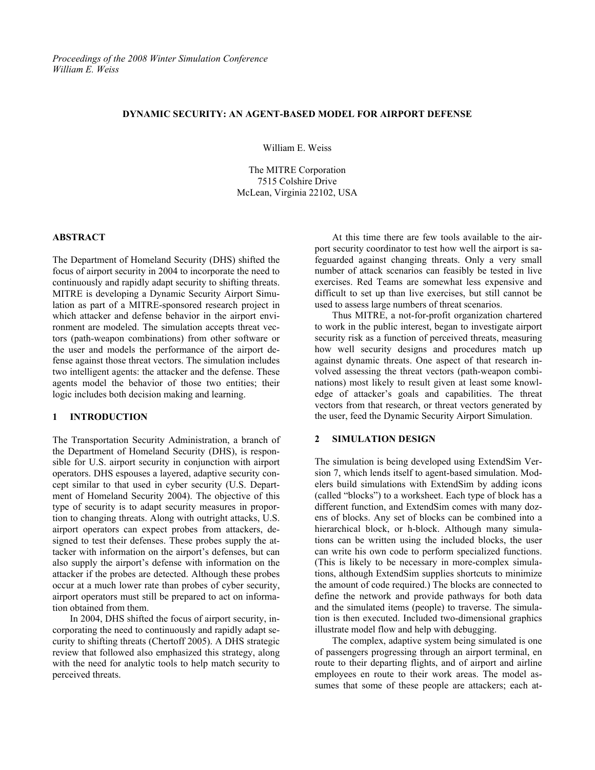*Proceedings of the 2008 Winter Simulation Conference*
*William E. Weiss*

# DYNAMIC SECURITY: AN AGENT-BASED MODEL FOR AIRPORT DEFENSE

William E. Weiss

The MITRE Corporation
7515 Colshire Drive
McLean, Virginia 22102, USA

## ABSTRACT

The Department of Homeland Security (DHS) shifted the focus of airport security in 2004 to incorporate the need to continuously and rapidly adapt security to shifting threats. MITRE is developing a Dynamic Security Airport Simulation as part of a MITRE-sponsored research project in which attacker and defense behavior in the airport environment are modeled. The simulation accepts threat vectors (path-weapon combinations) from other software or the user and models the performance of the airport defense against those threat vectors. The simulation includes two intelligent agents: the attacker and the defense. These agents model the behavior of those two entities; their logic includes both decision making and learning.

## 1 INTRODUCTION

The Transportation Security Administration, a branch of the Department of Homeland Security (DHS), is responsible for U.S. airport security in conjunction with airport operators. DHS espouses a layered, adaptive security concept similar to that used in cyber security (U.S. Department of Homeland Security 2004). The objective of this type of security is to adapt security measures in proportion to changing threats. Along with outright attacks, U.S. airport operators can expect probes from attackers, designed to test their defenses. These probes supply the attacker with information on the airport's defenses, but can also supply the airport's defense with information on the attacker if the probes are detected. Although these probes occur at a much lower rate than probes of cyber security, airport operators must still be prepared to act on information obtained from them.

In 2004, DHS shifted the focus of airport security, incorporating the need to continuously and rapidly adapt security to shifting threats (Chertoff 2005). A DHS strategic review that followed also emphasized this strategy, along with the need for analytic tools to help match security to perceived threats.

At this time there are few tools available to the airport security coordinator to test how well the airport is safeguarded against changing threats. Only a very small number of attack scenarios can feasibly be tested in live exercises. Red Teams are somewhat less expensive and difficult to set up than live exercises, but still cannot be used to assess large numbers of threat scenarios.

Thus MITRE, a not-for-profit organization chartered to work in the public interest, began to investigate airport security risk as a function of perceived threats, measuring how well security designs and procedures match up against dynamic threats. One aspect of that research involved assessing the threat vectors (path-weapon combinations) most likely to result given at least some knowledge of attacker's goals and capabilities. The threat vectors from that research, or threat vectors generated by the user, feed the Dynamic Security Airport Simulation.

## 2 SIMULATION DESIGN

The simulation is being developed using ExtendSim Version 7, which lends itself to agent-based simulation. Modelers build simulations with ExtendSim by adding icons (called "blocks") to a worksheet. Each type of block has a different function, and ExtendSim comes with many dozens of blocks. Any set of blocks can be combined into a hierarchical block, or h-block. Although many simulations can be written using the included blocks, the user can write his own code to perform specialized functions. (This is likely to be necessary in more-complex simulations, although ExtendSim supplies shortcuts to minimize the amount of code required.) The blocks are connected to define the network and provide pathways for both data and the simulated items (people) to traverse. The simulation is then executed. Included two-dimensional graphics illustrate model flow and help with debugging.

The complex, adaptive system being simulated is one of passengers progressing through an airport terminal, en route to their departing flights, and of airport and airline employees en route to their work areas. The model assumes that some of these people are attackers; each at-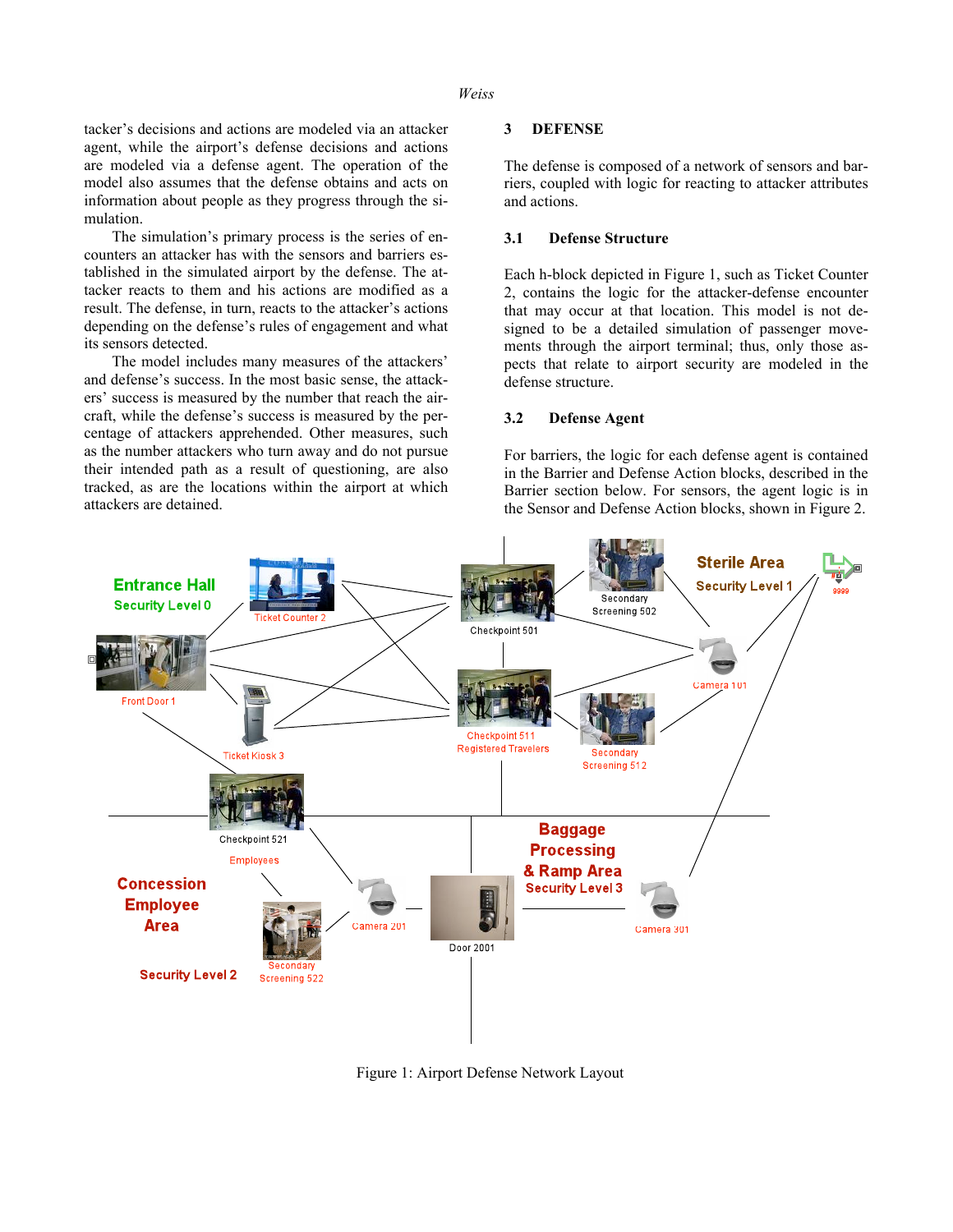tacker's decisions and actions are modeled via an attacker agent, while the airport's defense decisions and actions are modeled via a defense agent. The operation of the model also assumes that the defense obtains and acts on information about people as they progress through the simulation.

The simulation's primary process is the series of encounters an attacker has with the sensors and barriers established in the simulated airport by the defense. The attacker reacts to them and his actions are modified as a result. The defense, in turn, reacts to the attacker's actions depending on the defense's rules of engagement and what its sensors detected.

The model includes many measures of the attackers' and defense's success. In the most basic sense, the attackers' success is measured by the number that reach the aircraft, while the defense's success is measured by the percentage of attackers apprehended. Other measures, such as the number attackers who turn away and do not pursue their intended path as a result of questioning, are also tracked, as are the locations within the airport at which attackers are detained.

## 3 DEFENSE

The defense is composed of a network of sensors and barriers, coupled with logic for reacting to attacker attributes and actions.

### 3.1 Defense Structure

Each h-block depicted in Figure 1, such as Ticket Counter 2, contains the logic for the attacker-defense encounter that may occur at that location. This model is not designed to be a detailed simulation of passenger movements through the airport terminal; thus, only those aspects that relate to airport security are modeled in the defense structure.

### 3.2 Defense Agent

For barriers, the logic for each defense agent is contained in the Barrier and Defense Action blocks, described in the Barrier section below. For sensors, the agent logic is in the Sensor and Defense Action blocks, shown in Figure 2.

Figure 1: Airport Defense Network Layout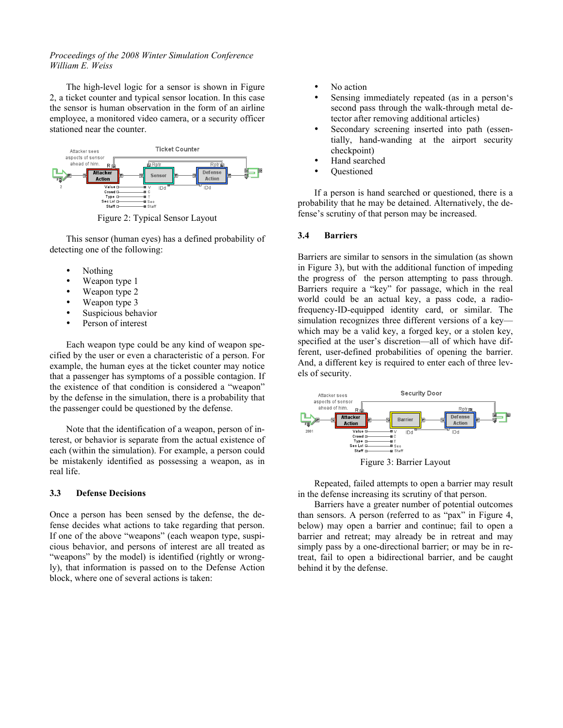The high-level logic for a sensor is shown in Figure 2, a ticket counter and typical sensor location. In this case the sensor is human observation in the form of an airline employee, a monitored video camera, or a security officer stationed near the counter.

Figure 2: Typical Sensor Layout

This sensor (human eyes) has a defined probability of detecting one of the following:

- Nothing
- Weapon type 1
- Weapon type 2
- Weapon type 3
- Suspicious behavior
- Person of interest

Each weapon type could be any kind of weapon specified by the user or even a characteristic of a person. For example, the human eyes at the ticket counter may notice that a passenger has symptoms of a possible contagion. If the existence of that condition is considered a "weapon" by the defense in the simulation, there is a probability that the passenger could be questioned by the defense.

Note that the identification of a weapon, person of interest, or behavior is separate from the actual existence of each (within the simulation). For example, a person could be mistakenly identified as possessing a weapon, as in real life.

### 3.3 Defense Decisions

Once a person has been sensed by the defense, the defense decides what actions to take regarding that person. If one of the above "weapons" (each weapon type, suspicious behavior, and persons of interest are all treated as "weapons" by the model) is identified (rightly or wrongly), that information is passed on to the Defense Action block, where one of several actions is taken:

- No action
- Sensing immediately repeated (as in a person's second pass through the walk-through metal detector after removing additional articles)
- Secondary screening inserted into path (essentially, hand-wanding at the airport security checkpoint)
- Hand searched
- Questioned

If a person is hand searched or questioned, there is a probability that he may be detained. Alternatively, the defense's scrutiny of that person may be increased.

### 3.4 Barriers

Barriers are similar to sensors in the simulation (as shown in Figure 3), but with the additional function of impeding the progress of the person attempting to pass through. Barriers require a "key" for passage, which in the real world could be an actual key, a pass code, a radio-frequency-ID-equipped identity card, or similar. The simulation recognizes three different versions of a key—which may be a valid key, a forged key, or a stolen key, specified at the user's discretion—all of which have different, user-defined probabilities of opening the barrier. And, a different key is required to enter each of three levels of security.

Figure 3: Barrier Layout

Repeated, failed attempts to open a barrier may result in the defense increasing its scrutiny of that person.

Barriers have a greater number of potential outcomes than sensors. A person (referred to as "pax" in Figure 4, below) may open a barrier and continue; fail to open a barrier and retreat; may already be in retreat and may simply pass by a one-directional barrier; or may be in retreat, fail to open a bidirectional barrier, and be caught behind it by the defense.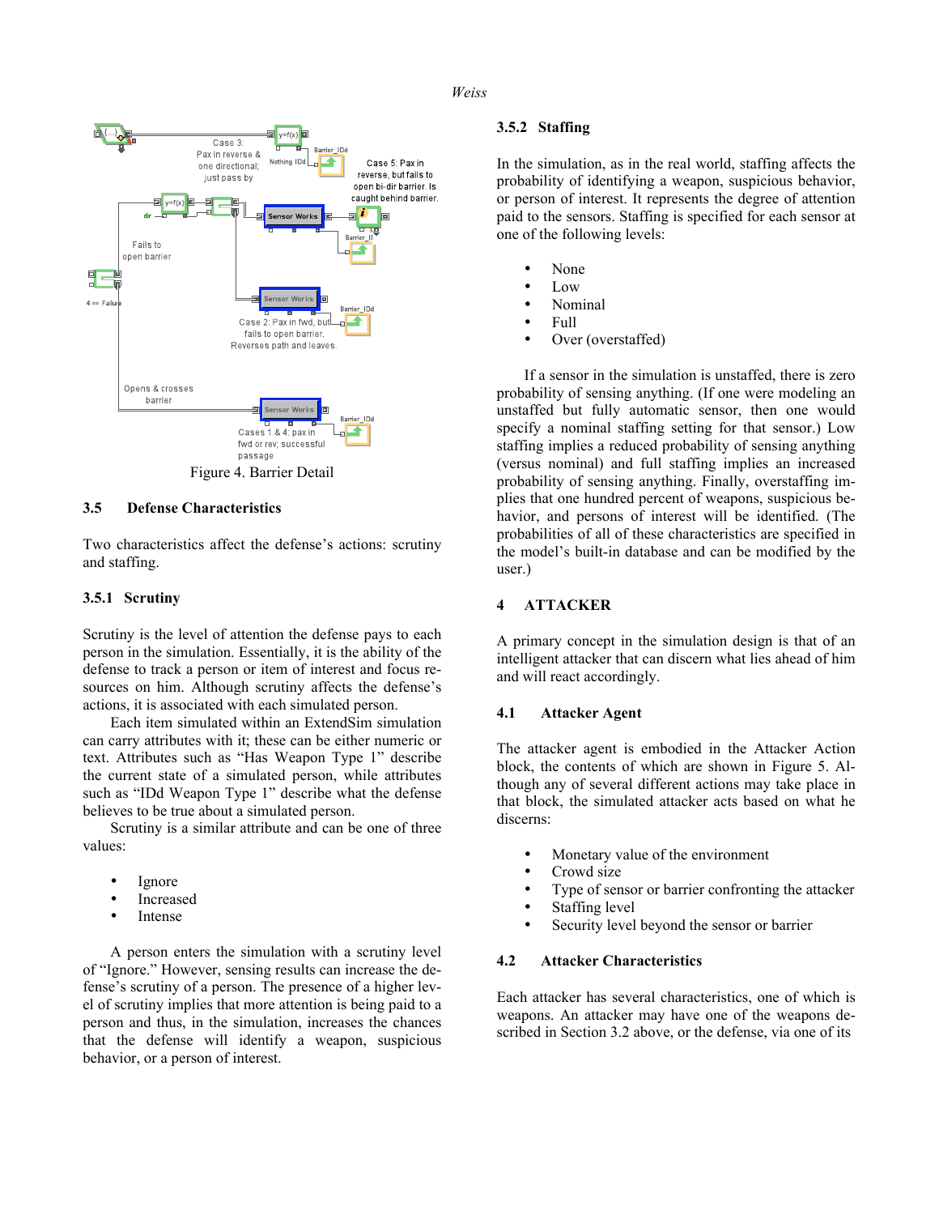Figure 4. Barrier Detail

### 3.5 Defense Characteristics

Two characteristics affect the defense's actions: scrutiny and staffing.

#### 3.5.1 Scrutiny

Scrutiny is the level of attention the defense pays to each person in the simulation. Essentially, it is the ability of the defense to track a person or item of interest and focus resources on him. Although scrutiny affects the defense's actions, it is associated with each simulated person.

Each item simulated within an ExtendSim simulation can carry attributes with it; these can be either numeric or text. Attributes such as "Has Weapon Type 1" describe the current state of a simulated person, while attributes such as "IDd Weapon Type 1" describe what the defense believes to be true about a simulated person.

Scrutiny is a similar attribute and can be one of three values:

- Ignore
- Increased
- Intense

A person enters the simulation with a scrutiny level of "Ignore." However, sensing results can increase the defense's scrutiny of a person. The presence of a higher level of scrutiny implies that more attention is being paid to a person and thus, in the simulation, increases the chances that the defense will identify a weapon, suspicious behavior, or a person of interest.

#### 3.5.2 Staffing

In the simulation, as in the real world, staffing affects the probability of identifying a weapon, suspicious behavior, or person of interest. It represents the degree of attention paid to the sensors. Staffing is specified for each sensor at one of the following levels:

- None
- Low
- Nominal
- Full
- Over (overstaffed)

If a sensor in the simulation is unstaffed, there is zero probability of sensing anything. (If one were modeling an unstaffed but fully automatic sensor, then one would specify a nominal staffing setting for that sensor.) Low staffing implies a reduced probability of sensing anything (versus nominal) and full staffing implies an increased probability of sensing anything. Finally, overstaffing implies that one hundred percent of weapons, suspicious behavior, and persons of interest will be identified. (The probabilities of all of these characteristics are specified in the model's built-in database and can be modified by the user.)

## 4 ATTACKER

A primary concept in the simulation design is that of an intelligent attacker that can discern what lies ahead of him and will react accordingly.

### 4.1 Attacker Agent

The attacker agent is embodied in the Attacker Action block, the contents of which are shown in Figure 5. Although any of several different actions may take place in that block, the simulated attacker acts based on what he discerns:

- Monetary value of the environment
- Crowd size
- Type of sensor or barrier confronting the attacker
- Staffing level
- Security level beyond the sensor or barrier

### 4.2 Attacker Characteristics

Each attacker has several characteristics, one of which is weapons. An attacker may have one of the weapons described in Section 3.2 above, or the defense, via one of its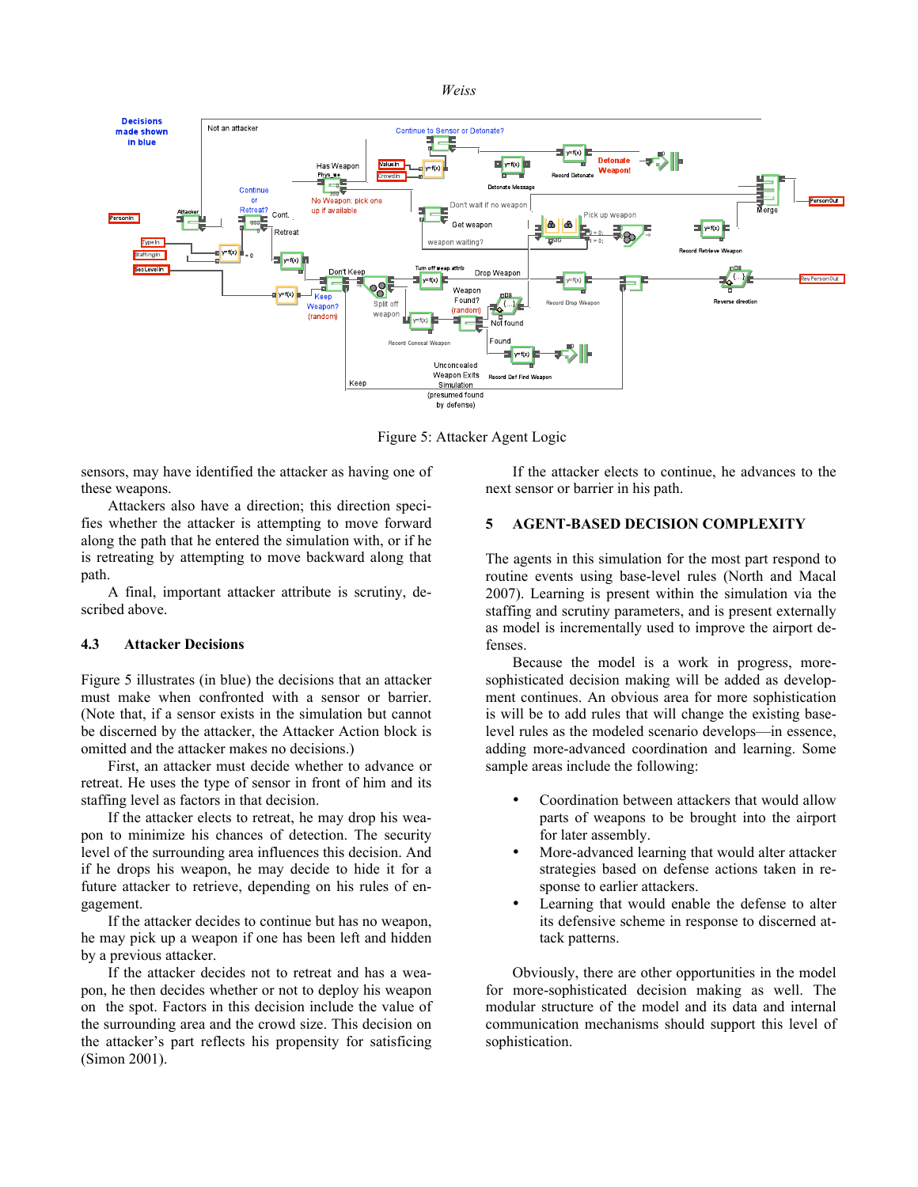Figure 5: Attacker Agent Logic

sensors, may have identified the attacker as having one of these weapons.

Attackers also have a direction; this direction specifies whether the attacker is attempting to move forward along the path that he entered the simulation with, or if he is retreating by attempting to move backward along that path.

A final, important attacker attribute is scrutiny, described above.

### 4.3 Attacker Decisions

Figure 5 illustrates (in blue) the decisions that an attacker must make when confronted with a sensor or barrier. (Note that, if a sensor exists in the simulation but cannot be discerned by the attacker, the Attacker Action block is omitted and the attacker makes no decisions.)

First, an attacker must decide whether to advance or retreat. He uses the type of sensor in front of him and its staffing level as factors in that decision.

If the attacker elects to retreat, he may drop his weapon to minimize his chances of detection. The security level of the surrounding area influences this decision. And if he drops his weapon, he may decide to hide it for a future attacker to retrieve, depending on his rules of engagement.

If the attacker decides to continue but has no weapon, he may pick up a weapon if one has been left and hidden by a previous attacker.

If the attacker decides not to retreat and has a weapon, he then decides whether or not to deploy his weapon on the spot. Factors in this decision include the value of the surrounding area and the crowd size. This decision on the attacker's part reflects his propensity for satisficing (Simon 2001).

If the attacker elects to continue, he advances to the next sensor or barrier in his path.

## 5 AGENT-BASED DECISION COMPLEXITY

The agents in this simulation for the most part respond to routine events using base-level rules (North and Macal 2007). Learning is present within the simulation via the staffing and scrutiny parameters, and is present externally as model is incrementally used to improve the airport defenses.

Because the model is a work in progress, more-sophisticated decision making will be added as development continues. An obvious area for more sophistication is will be to add rules that will change the existing base-level rules as the modeled scenario develops—in essence, adding more-advanced coordination and learning. Some sample areas include the following:

- Coordination between attackers that would allow parts of weapons to be brought into the airport for later assembly.
- More-advanced learning that would alter attacker strategies based on defense actions taken in response to earlier attackers.
- Learning that would enable the defense to alter its defensive scheme in response to discerned attack patterns.

Obviously, there are other opportunities in the model for more-sophisticated decision making as well. The modular structure of the model and its data and internal communication mechanisms should support this level of sophistication.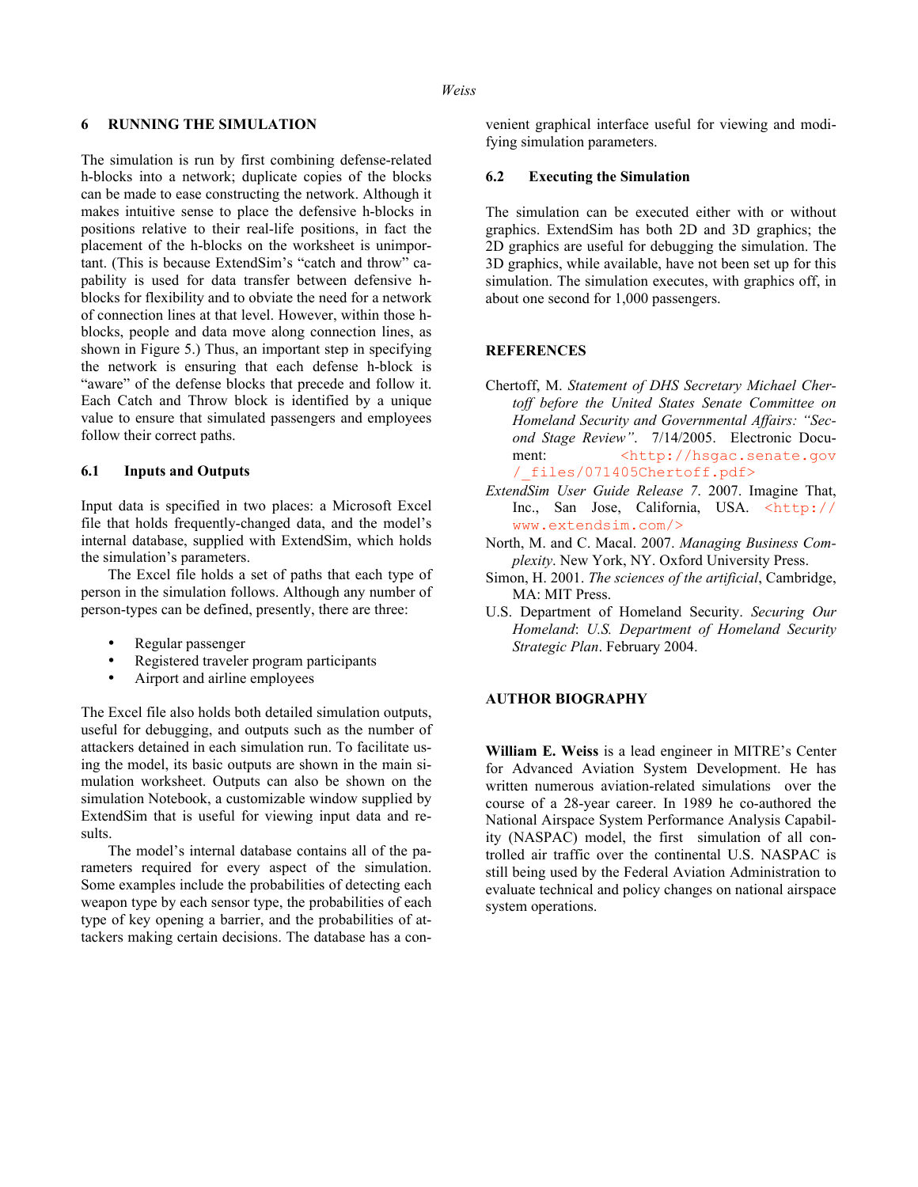## 6 RUNNING THE SIMULATION

The simulation is run by first combining defense-related h-blocks into a network; duplicate copies of the blocks can be made to ease constructing the network. Although it makes intuitive sense to place the defensive h-blocks in positions relative to their real-life positions, in fact the placement of the h-blocks on the worksheet is unimportant. (This is because ExtendSim's "catch and throw" capability is used for data transfer between defensive h-blocks for flexibility and to obviate the need for a network of connection lines at that level. However, within those h-blocks, people and data move along connection lines, as shown in Figure 5.) Thus, an important step in specifying the network is ensuring that each defense h-block is "aware" of the defense blocks that precede and follow it. Each Catch and Throw block is identified by a unique value to ensure that simulated passengers and employees follow their correct paths.

### 6.1 Inputs and Outputs

Input data is specified in two places: a Microsoft Excel file that holds frequently-changed data, and the model's internal database, supplied with ExtendSim, which holds the simulation's parameters.

The Excel file holds a set of paths that each type of person in the simulation follows. Although any number of person-types can be defined, presently, there are three:

- Regular passenger
- Registered traveler program participants
- Airport and airline employees

The Excel file also holds both detailed simulation outputs, useful for debugging, and outputs such as the number of attackers detained in each simulation run. To facilitate using the model, its basic outputs are shown in the main simulation worksheet. Outputs can also be shown on the simulation Notebook, a customizable window supplied by ExtendSim that is useful for viewing input data and results.

The model's internal database contains all of the parameters required for every aspect of the simulation. Some examples include the probabilities of detecting each weapon type by each sensor type, the probabilities of each type of key opening a barrier, and the probabilities of attackers making certain decisions. The database has a convenient graphical interface useful for viewing and modifying simulation parameters.

### 6.2 Executing the Simulation

The simulation can be executed either with or without graphics. ExtendSim has both 2D and 3D graphics; the 2D graphics are useful for debugging the simulation. The 3D graphics, while available, have not been set up for this simulation. The simulation executes, with graphics off, in about one second for 1,000 passengers.

## REFERENCES

Chertoff, M. *Statement of DHS Secretary Michael Chertoff before the United States Senate Committee on Homeland Security and Governmental Affairs: "Second Stage Review"*. 7/14/2005. Electronic Document: <http://hsgac.senate.gov/_files/071405Chertoff.pdf>

*ExtendSim User Guide Release 7*. 2007. Imagine That, Inc., San Jose, California, USA. <http://www.extendsim.com/>

North, M. and C. Macal. 2007. *Managing Business Complexity*. New York, NY. Oxford University Press.

Simon, H. 2001. *The sciences of the artificial*, Cambridge, MA: MIT Press.

U.S. Department of Homeland Security. *Securing Our Homeland*: *U.S. Department of Homeland Security Strategic Plan*. February 2004.

## AUTHOR BIOGRAPHY

**William E. Weiss** is a lead engineer in MITRE's Center for Advanced Aviation System Development. He has written numerous aviation-related simulations over the course of a 28-year career. In 1989 he co-authored the National Airspace System Performance Analysis Capability (NASPAC) model, the first simulation of all controlled air traffic over the continental U.S. NASPAC is still being used by the Federal Aviation Administration to evaluate technical and policy changes on national airspace system operations.